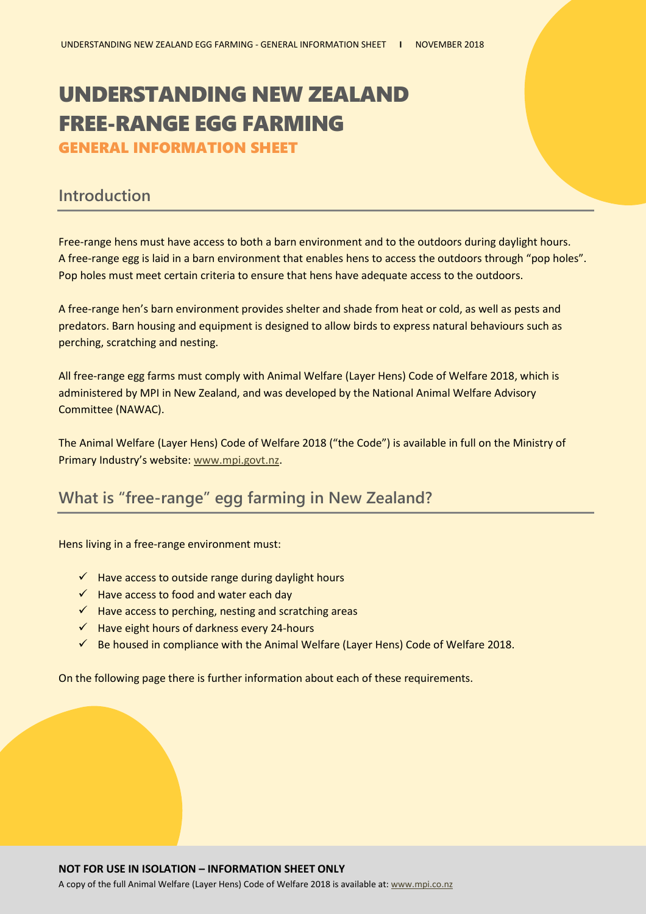# UNDERSTANDING NEW ZEALAND FREE-RANGE EGG FARMING

### GENERAL INFORMATION SHEET

## Introduction

Free-range hens must have access to both a barn environment and to the outdoors during daylight hours. A free-range egg is laid in a barn environment that enables hens to access the outdoors through "pop holes". Pop holes must meet certain criteria to ensure that hens have adequate access to the outdoors.

A free-range hen's barn environment provides shelter and shade from heat or cold, as well as pests and predators. Barn housing and equipment is designed to allow birds to express natural behaviours such as perching, scratching and nesting.

All free-range egg farms must comply with Animal Welfare (Layer Hens) Code of Welfare 2018, which is administered by MPI in New Zealand, and was developed by the National Animal Welfare Advisory Committee (NAWAC).

The Animal Welfare (Layer Hens) Code of Welfare 2018 ("the Code") is available in full on the Ministry of Primary Industry's website: www.mpi.govt.nz.

## What is "free-range" egg farming in New Zealand?

Hens living in a free-range environment must:

- ✓ Have access to outside range during daylight hours
- ✓ Have access to food and water each day
- ✓ Have access to perching, nesting and scratching areas
- ✓ Have eight hours of darkness every 24-hours
- ✓ Be housed in compliance with the Animal Welfare (Layer Hens) Code of Welfare 2018.

On the following page there is further information about each of these requirements.

**NOT FOR USE IN ISOLATION – INFORMATION SHEET ONLY**

A copy of the full Animal Welfare (Layer Hens) Code of Welfare 2018 is available at: www.mpi.co.nz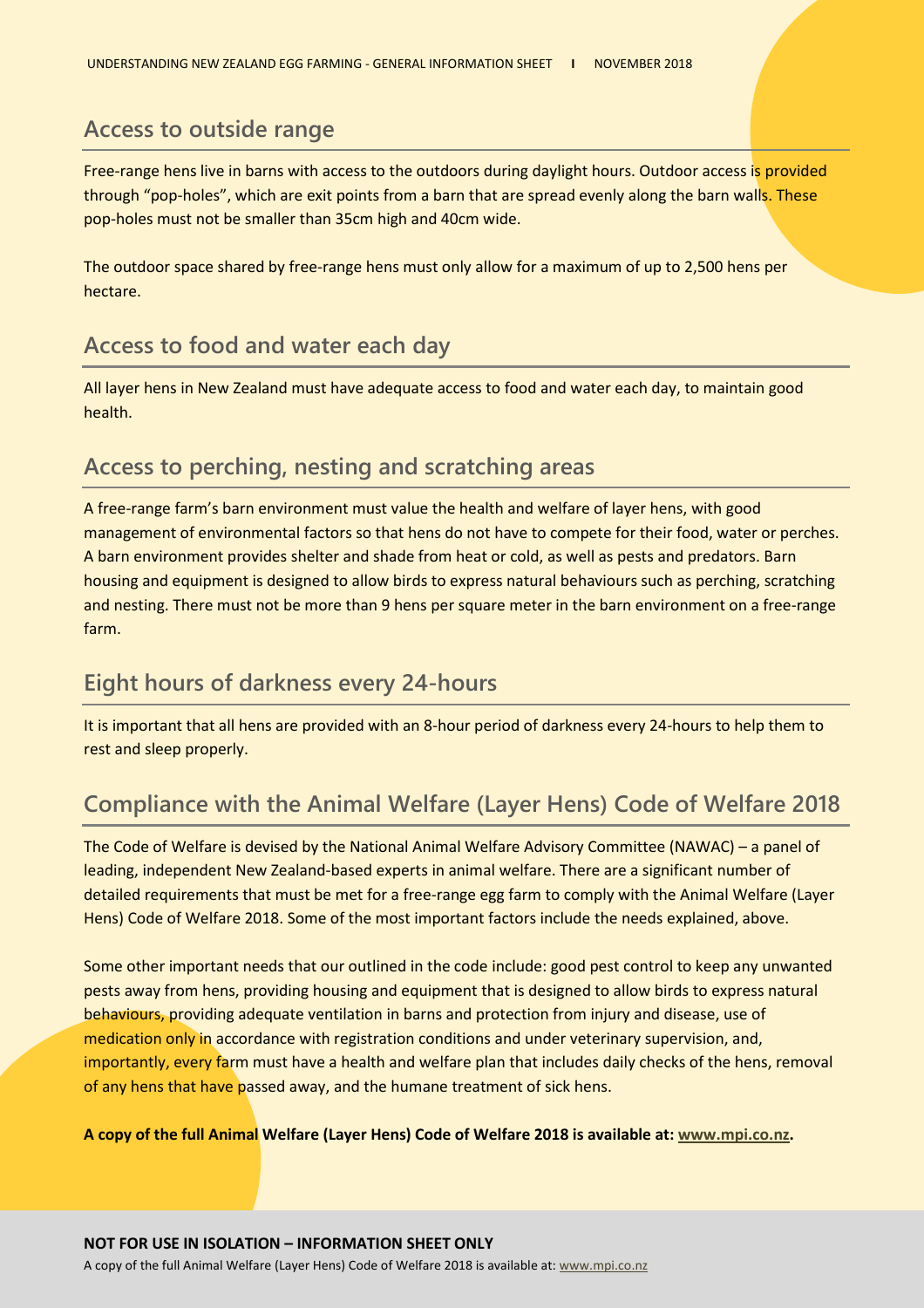## Access to outside range

Free-range hens live in barns with access to the outdoors during daylight hours. Outdoor access is provided through "pop-holes", which are exit points from a barn that are spread evenly along the barn walls. These pop-holes must not be smaller than 35cm high and 40cm wide.

The outdoor space shared by free-range hens must only allow for a maximum of up to 2,500 hens per hectare.

## Access to food and water each day

All layer hens in New Zealand must have adequate access to food and water each day, to maintain good health.

## Access to perching, nesting and scratching areas

A free-range farm's barn environment must value the health and welfare of layer hens, with good management of environmental factors so that hens do not have to compete for their food, water or perches. A barn environment provides shelter and shade from heat or cold, as well as pests and predators. Barn housing and equipment is designed to allow birds to express natural behaviours such as perching, scratching and nesting. There must not be more than 9 hens per square meter in the barn environment on a free-range farm.

## Eight hours of darkness every 24-hours

It is important that all hens are provided with an 8-hour period of darkness every 24-hours to help them to rest and sleep properly.

## Compliance with the Animal Welfare (Layer Hens) Code of Welfare 2018

The Code of Welfare is devised by the National Animal Welfare Advisory Committee (NAWAC) – a panel of leading, independent New Zealand-based experts in animal welfare. There are a significant number of detailed requirements that must be met for a free-range egg farm to comply with the Animal Welfare (Layer Hens) Code of Welfare 2018. Some of the most important factors include the needs explained, above.

Some other important needs that our outlined in the code include: good pest control to keep any unwanted pests away from hens, providing housing and equipment that is designed to allow birds to express natural behaviours, providing adequate ventilation in barns and protection from injury and disease, use of medication only in accordance with registration conditions and under veterinary supervision, and, importantly, every farm must have a health and welfare plan that includes daily checks of the hens, removal of any hens that have passed away, and the humane treatment of sick hens.

**A copy of the full Animal Welfare (Layer Hens) Code of Welfare 2018 is available at: www.mpi.co.nz.**

**NOT FOR USE IN ISOLATION – INFORMATION SHEET ONLY**

A copy of the full Animal Welfare (Layer Hens) Code of Welfare 2018 is available at: www.mpi.co.nz